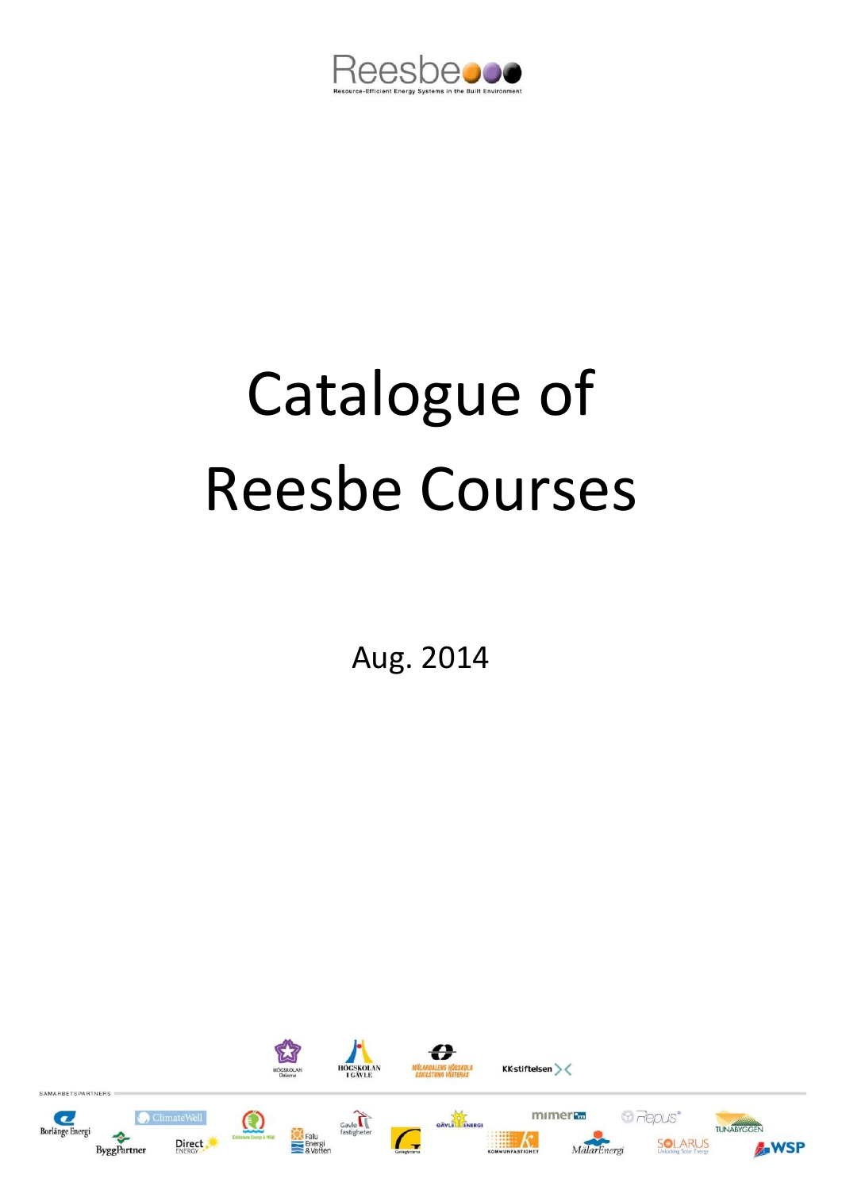Reesbe

Resource-Efficient Energy Systems in the Built Environment

# Catalogue of Reesbe Courses

Aug. 2014

SAMARBETSPARTNERS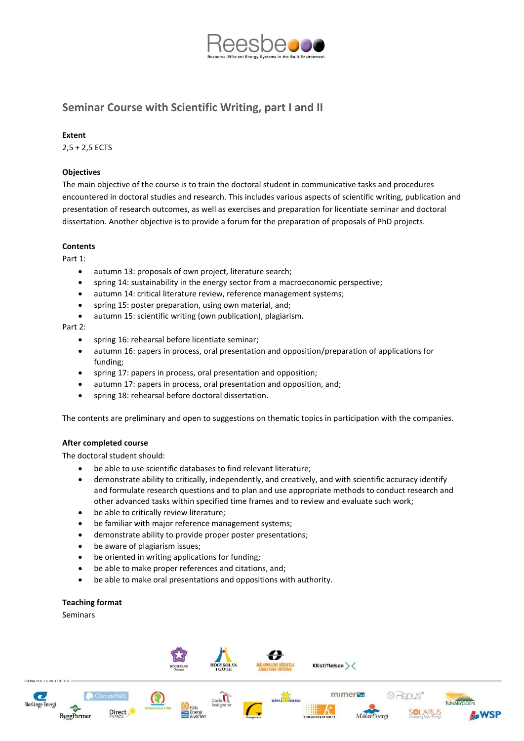## Seminar Course with Scientific Writing, part I and II

**Extent**

2,5 + 2,5 ECTS

**Objectives**

The main objective of the course is to train the doctoral student in communicative tasks and procedures encountered in doctoral studies and research. This includes various aspects of scientific writing, publication and presentation of research outcomes, as well as exercises and preparation for licentiate seminar and doctoral dissertation. Another objective is to provide a forum for the preparation of proposals of PhD projects.

**Contents**

Part 1:

- autumn 13: proposals of own project, literature search;
- spring 14: sustainability in the energy sector from a macroeconomic perspective;
- autumn 14: critical literature review, reference management systems;
- spring 15: poster preparation, using own material, and;
- autumn 15: scientific writing (own publication), plagiarism.

Part 2:

- spring 16: rehearsal before licentiate seminar;
- autumn 16: papers in process, oral presentation and opposition/preparation of applications for funding;
- spring 17: papers in process, oral presentation and opposition;
- autumn 17: papers in process, oral presentation and opposition, and;
- spring 18: rehearsal before doctoral dissertation.

The contents are preliminary and open to suggestions on thematic topics in participation with the companies.

**After completed course**

The doctoral student should:

- be able to use scientific databases to find relevant literature;
- demonstrate ability to critically, independently, and creatively, and with scientific accuracy identify and formulate research questions and to plan and use appropriate methods to conduct research and other advanced tasks within specified time frames and to review and evaluate such work;
- be able to critically review literature;
- be familiar with major reference management systems;
- demonstrate ability to provide proper poster presentations;
- be aware of plagiarism issues;
- be oriented in writing applications for funding;
- be able to make proper references and citations, and;
- be able to make oral presentations and oppositions with authority.

**Teaching format**

Seminars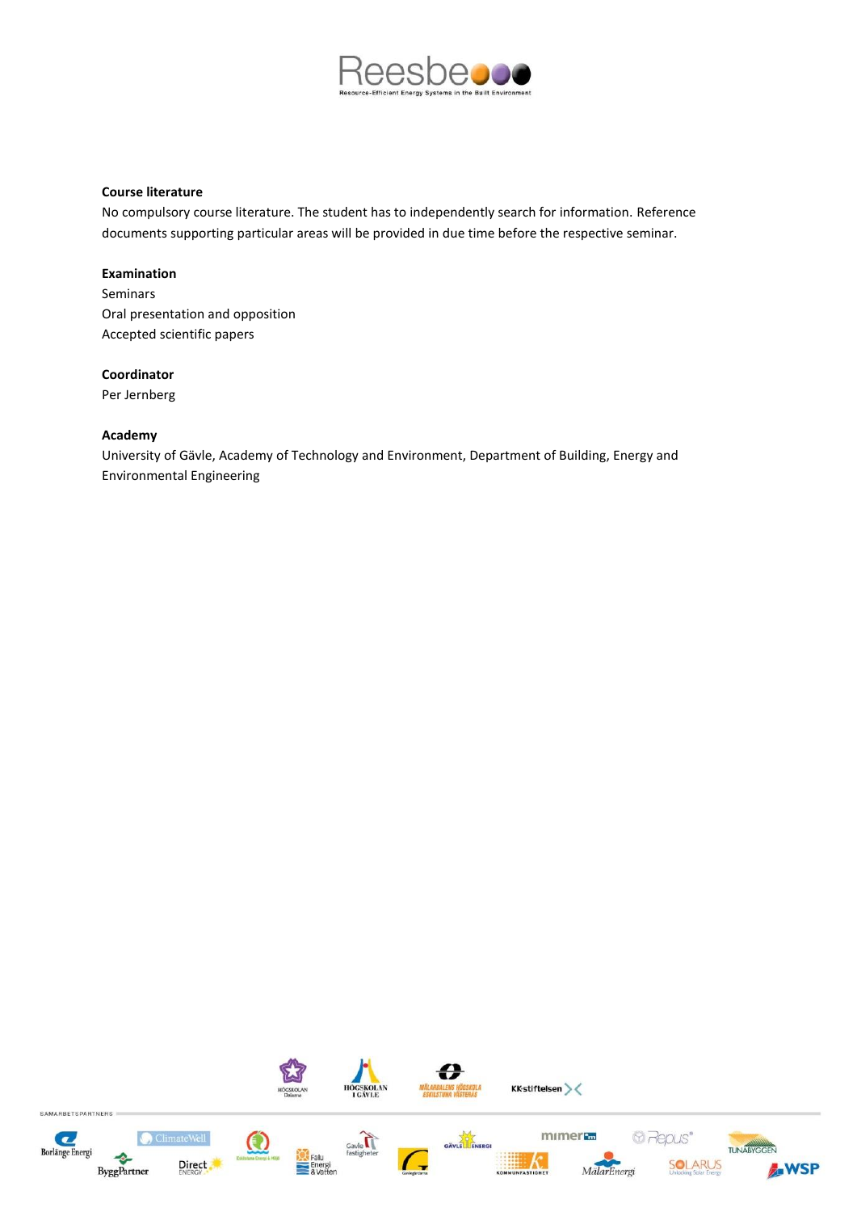### Course literature

No compulsory course literature. The student has to independently search for information. Reference documents supporting particular areas will be provided in due time before the respective seminar.

### Examination

Seminars

Oral presentation and opposition

Accepted scientific papers

### Coordinator

Per Jernberg

### Academy

University of Gävle, Academy of Technology and Environment, Department of Building, Energy and Environmental Engineering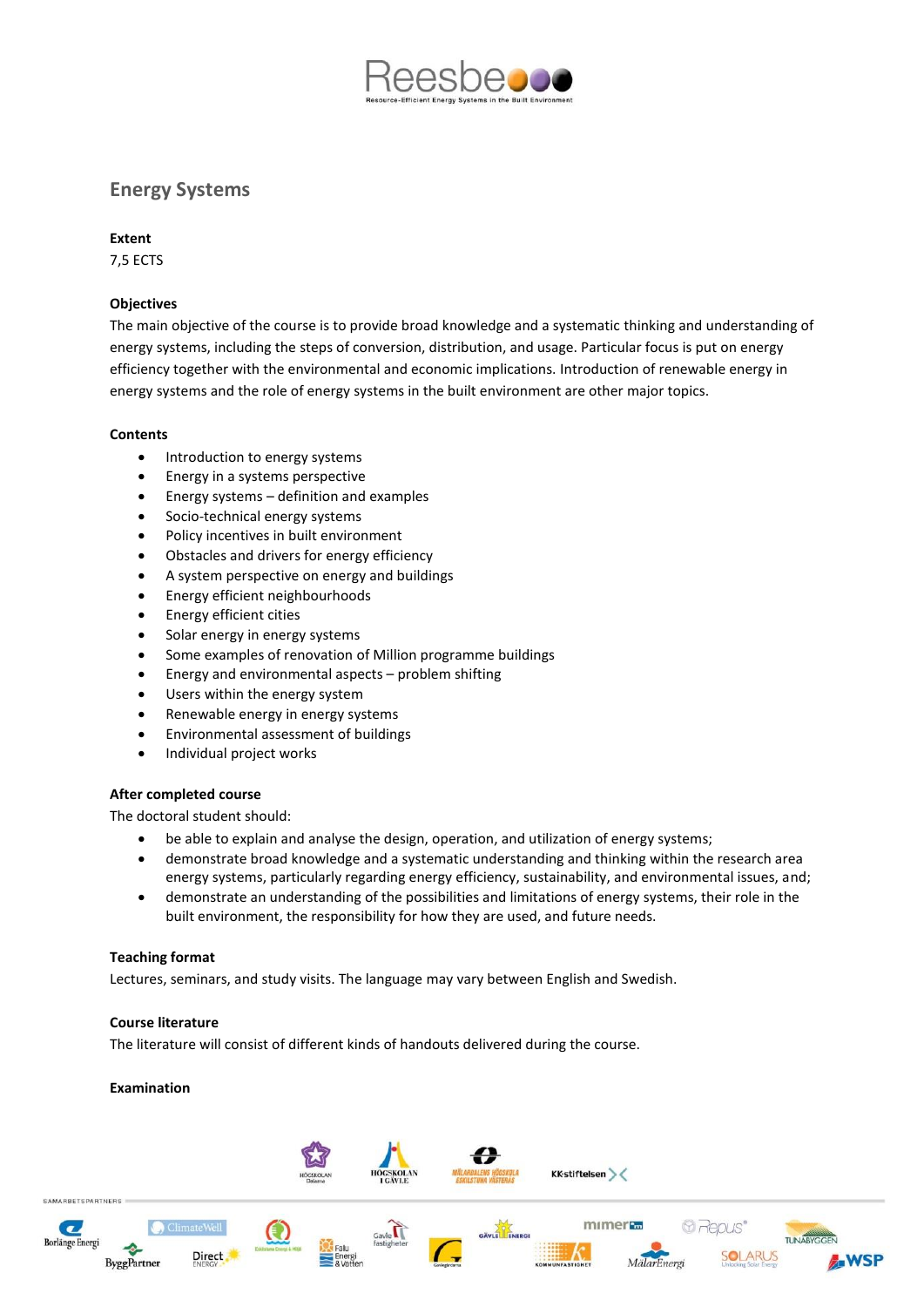## Energy Systems

**Extent**

7,5 ECTS

**Objectives**

The main objective of the course is to provide broad knowledge and a systematic thinking and understanding of energy systems, including the steps of conversion, distribution, and usage. Particular focus is put on energy efficiency together with the environmental and economic implications. Introduction of renewable energy in energy systems and the role of energy systems in the built environment are other major topics.

**Contents**

- Introduction to energy systems
- Energy in a systems perspective
- Energy systems – definition and examples
- Socio-technical energy systems
- Policy incentives in built environment
- Obstacles and drivers for energy efficiency
- A system perspective on energy and buildings
- Energy efficient neighbourhoods
- Energy efficient cities
- Solar energy in energy systems
- Some examples of renovation of Million programme buildings
- Energy and environmental aspects – problem shifting
- Users within the energy system
- Renewable energy in energy systems
- Environmental assessment of buildings
- Individual project works

**After completed course**

The doctoral student should:

- be able to explain and analyse the design, operation, and utilization of energy systems;
- demonstrate broad knowledge and a systematic understanding and thinking within the research area energy systems, particularly regarding energy efficiency, sustainability, and environmental issues, and;
- demonstrate an understanding of the possibilities and limitations of energy systems, their role in the built environment, the responsibility for how they are used, and future needs.

**Teaching format**

Lectures, seminars, and study visits. The language may vary between English and Swedish.

**Course literature**

The literature will consist of different kinds of handouts delivered during the course.

**Examination**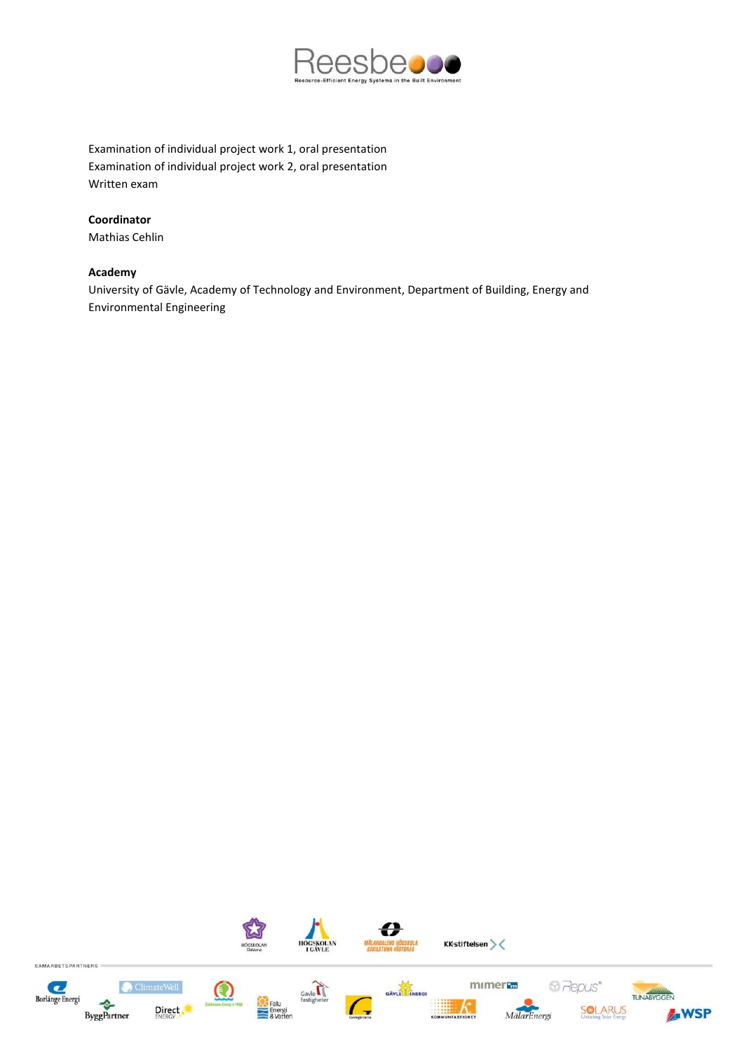Examination of individual project work 1, oral presentation
Examination of individual project work 2, oral presentation
Written exam

**Coordinator**
Mathias Cehlin

**Academy**
University of Gävle, Academy of Technology and Environment, Department of Building, Energy and Environmental Engineering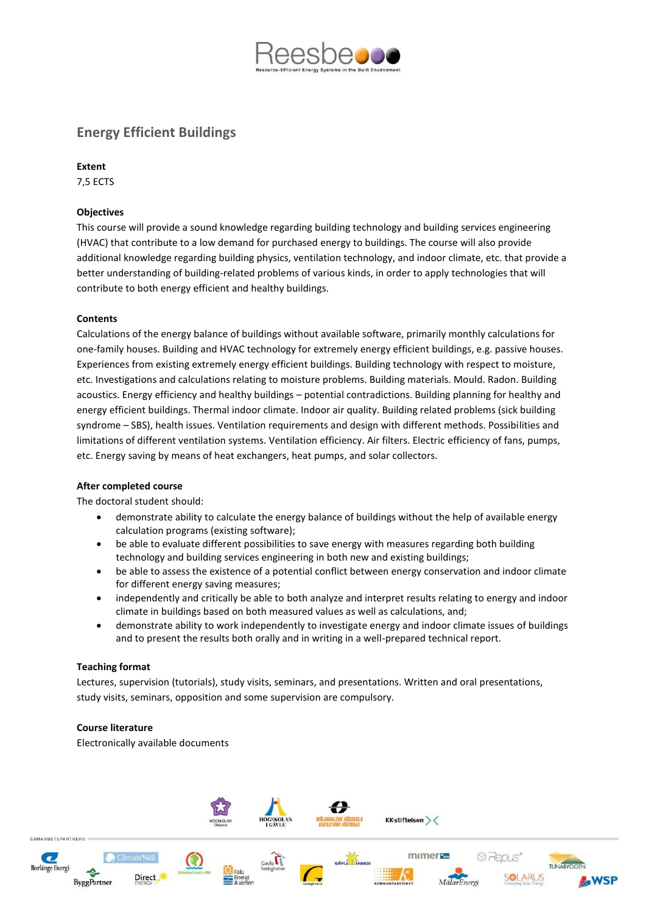## Energy Efficient Buildings

**Extent**

7,5 ECTS

**Objectives**

This course will provide a sound knowledge regarding building technology and building services engineering (HVAC) that contribute to a low demand for purchased energy to buildings. The course will also provide additional knowledge regarding building physics, ventilation technology, and indoor climate, etc. that provide a better understanding of building-related problems of various kinds, in order to apply technologies that will contribute to both energy efficient and healthy buildings.

**Contents**

Calculations of the energy balance of buildings without available software, primarily monthly calculations for one-family houses. Building and HVAC technology for extremely energy efficient buildings, e.g. passive houses. Experiences from existing extremely energy efficient buildings. Building technology with respect to moisture, etc. Investigations and calculations relating to moisture problems. Building materials. Mould. Radon. Building acoustics. Energy efficiency and healthy buildings – potential contradictions. Building planning for healthy and energy efficient buildings. Thermal indoor climate. Indoor air quality. Building related problems (sick building syndrome – SBS), health issues. Ventilation requirements and design with different methods. Possibilities and limitations of different ventilation systems. Ventilation efficiency. Air filters. Electric efficiency of fans, pumps, etc. Energy saving by means of heat exchangers, heat pumps, and solar collectors.

**After completed course**

The doctoral student should:

- demonstrate ability to calculate the energy balance of buildings without the help of available energy calculation programs (existing software);
- be able to evaluate different possibilities to save energy with measures regarding both building technology and building services engineering in both new and existing buildings;
- be able to assess the existence of a potential conflict between energy conservation and indoor climate for different energy saving measures;
- independently and critically be able to both analyze and interpret results relating to energy and indoor climate in buildings based on both measured values as well as calculations, and;
- demonstrate ability to work independently to investigate energy and indoor climate issues of buildings and to present the results both orally and in writing in a well-prepared technical report.

**Teaching format**

Lectures, supervision (tutorials), study visits, seminars, and presentations. Written and oral presentations, study visits, seminars, opposition and some supervision are compulsory.

**Course literature**

Electronically available documents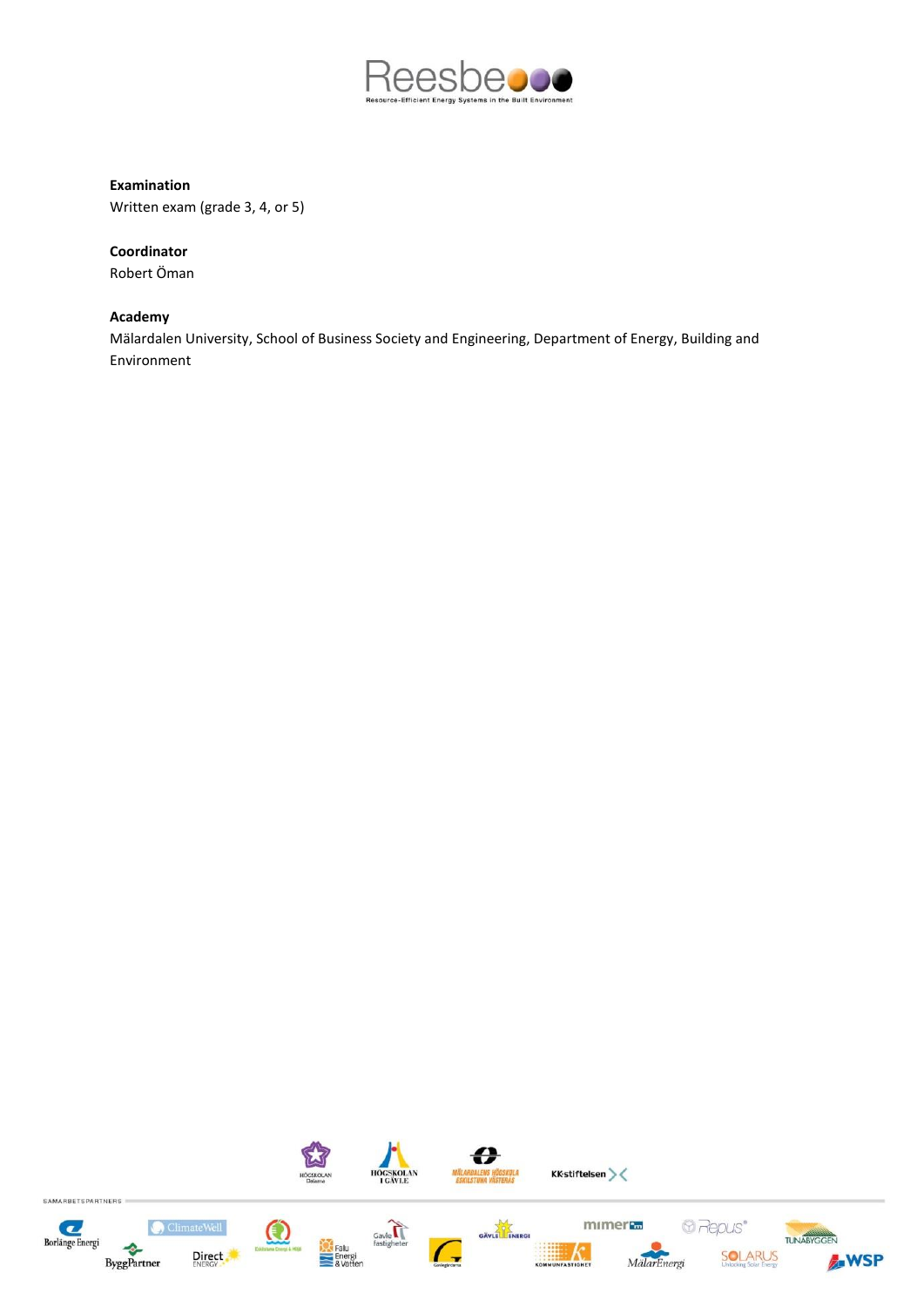**Examination**
Written exam (grade 3, 4, or 5)

**Coordinator**
Robert Öman

**Academy**
Mälardalen University, School of Business Society and Engineering, Department of Energy, Building and Environment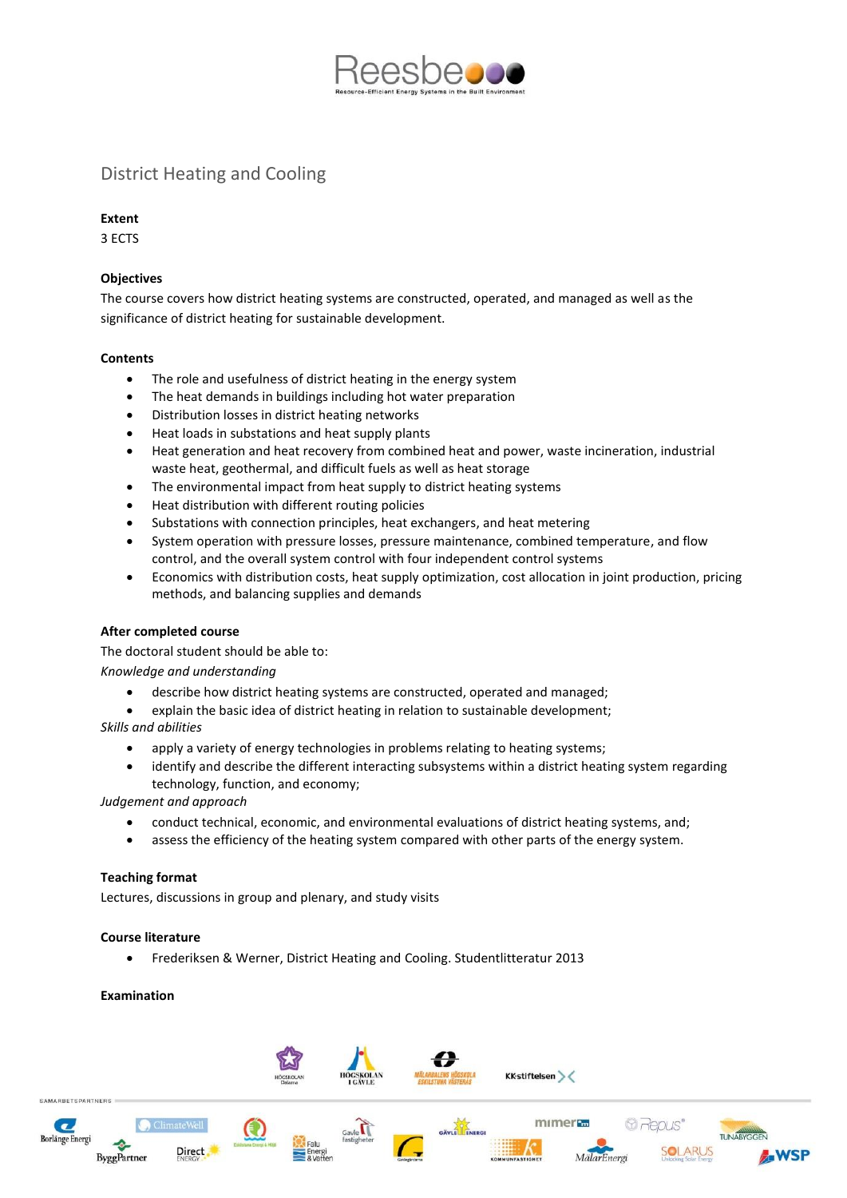## District Heating and Cooling

**Extent**

3 ECTS

**Objectives**

The course covers how district heating systems are constructed, operated, and managed as well as the significance of district heating for sustainable development.

**Contents**

- The role and usefulness of district heating in the energy system
- The heat demands in buildings including hot water preparation
- Distribution losses in district heating networks
- Heat loads in substations and heat supply plants
- Heat generation and heat recovery from combined heat and power, waste incineration, industrial waste heat, geothermal, and difficult fuels as well as heat storage
- The environmental impact from heat supply to district heating systems
- Heat distribution with different routing policies
- Substations with connection principles, heat exchangers, and heat metering
- System operation with pressure losses, pressure maintenance, combined temperature, and flow control, and the overall system control with four independent control systems
- Economics with distribution costs, heat supply optimization, cost allocation in joint production, pricing methods, and balancing supplies and demands

**After completed course**

The doctoral student should be able to:

*Knowledge and understanding*

- describe how district heating systems are constructed, operated and managed;
- explain the basic idea of district heating in relation to sustainable development;

*Skills and abilities*

- apply a variety of energy technologies in problems relating to heating systems;
- identify and describe the different interacting subsystems within a district heating system regarding technology, function, and economy;

*Judgement and approach*

- conduct technical, economic, and environmental evaluations of district heating systems, and;
- assess the efficiency of the heating system compared with other parts of the energy system.

**Teaching format**

Lectures, discussions in group and plenary, and study visits

**Course literature**

- Frederiksen & Werner, District Heating and Cooling. Studentlitteratur 2013

**Examination**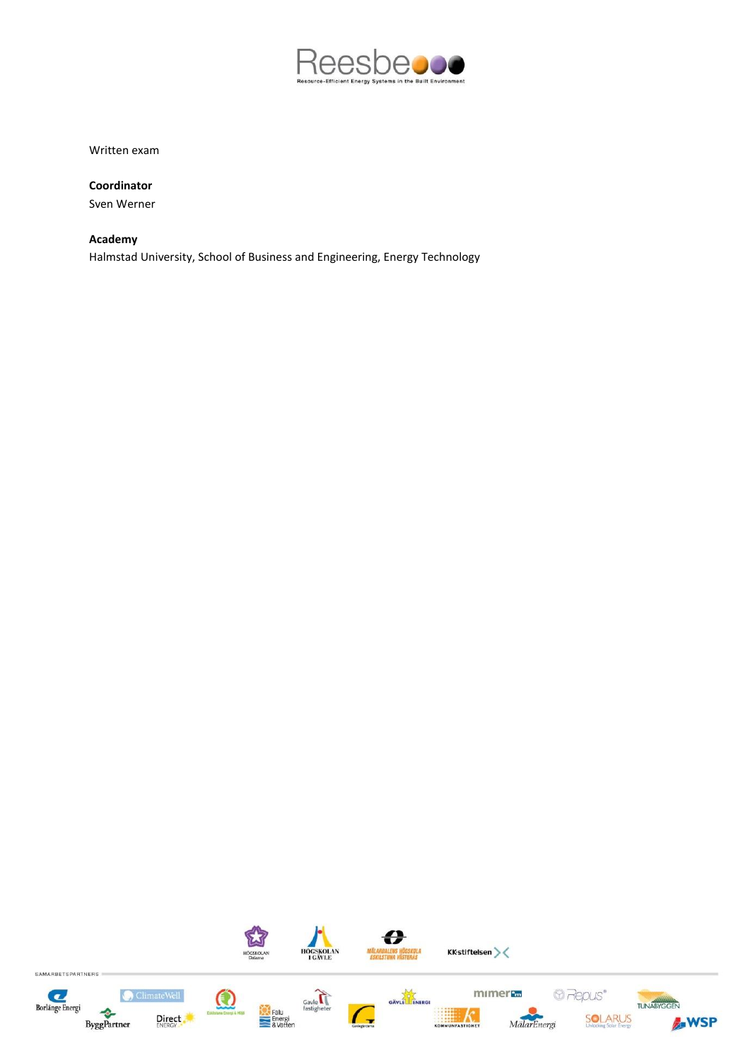Written exam

**Coordinator**

Sven Werner

**Academy**

Halmstad University, School of Business and Engineering, Energy Technology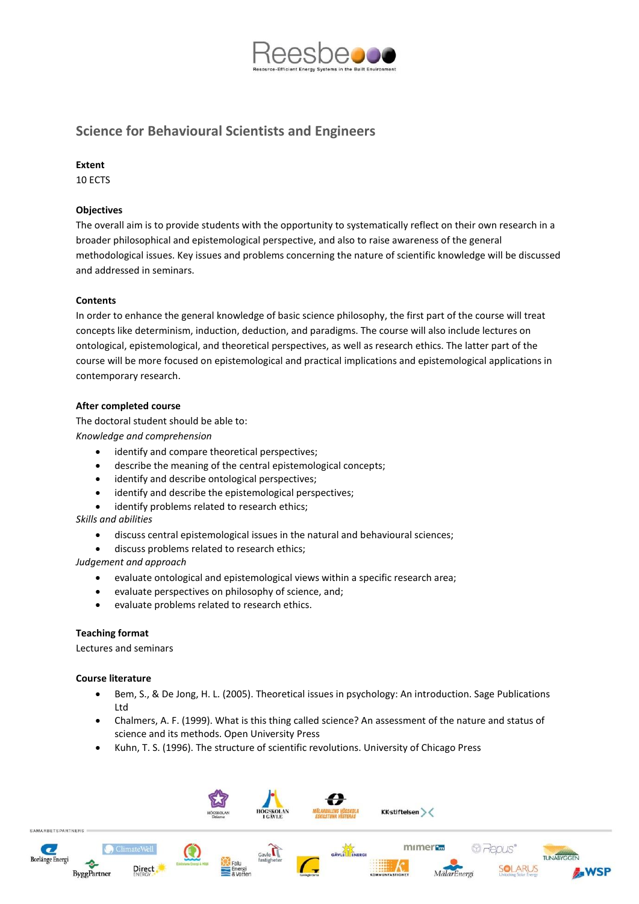## Science for Behavioural Scientists and Engineers

**Extent**
10 ECTS

**Objectives**
The overall aim is to provide students with the opportunity to systematically reflect on their own research in a broader philosophical and epistemological perspective, and also to raise awareness of the general methodological issues. Key issues and problems concerning the nature of scientific knowledge will be discussed and addressed in seminars.

**Contents**
In order to enhance the general knowledge of basic science philosophy, the first part of the course will treat concepts like determinism, induction, deduction, and paradigms. The course will also include lectures on ontological, epistemological, and theoretical perspectives, as well as research ethics. The latter part of the course will be more focused on epistemological and practical implications and epistemological applications in contemporary research.

**After completed course**
The doctoral student should be able to:
*Knowledge and comprehension*

- identify and compare theoretical perspectives;
- describe the meaning of the central epistemological concepts;
- identify and describe ontological perspectives;
- identify and describe the epistemological perspectives;
- identify problems related to research ethics;

*Skills and abilities*

- discuss central epistemological issues in the natural and behavioural sciences;
- discuss problems related to research ethics;

*Judgement and approach*

- evaluate ontological and epistemological views within a specific research area;
- evaluate perspectives on philosophy of science, and;
- evaluate problems related to research ethics.

**Teaching format**
Lectures and seminars

**Course literature**

- Bem, S., & De Jong, H. L. (2005). Theoretical issues in psychology: An introduction. Sage Publications Ltd
- Chalmers, A. F. (1999). What is this thing called science? An assessment of the nature and status of science and its methods. Open University Press
- Kuhn, T. S. (1996). The structure of scientific revolutions. University of Chicago Press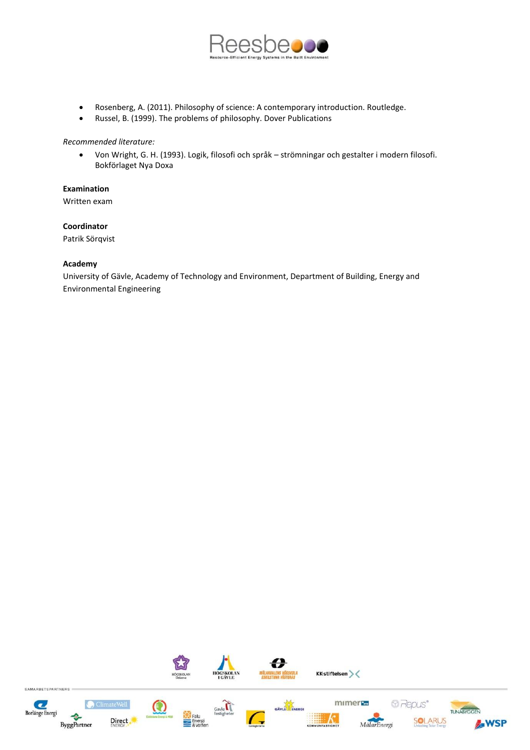- Rosenberg, A. (2011). Philosophy of science: A contemporary introduction. Routledge.
- Russel, B. (1999). The problems of philosophy. Dover Publications

*Recommended literature:*

- Von Wright, G. H. (1993). Logik, filosofi och språk – strömningar och gestalter i modern filosofi. Bokförlaget Nya Doxa

**Examination**

Written exam

**Coordinator**

Patrik Sörqvist

**Academy**

University of Gävle, Academy of Technology and Environment, Department of Building, Energy and Environmental Engineering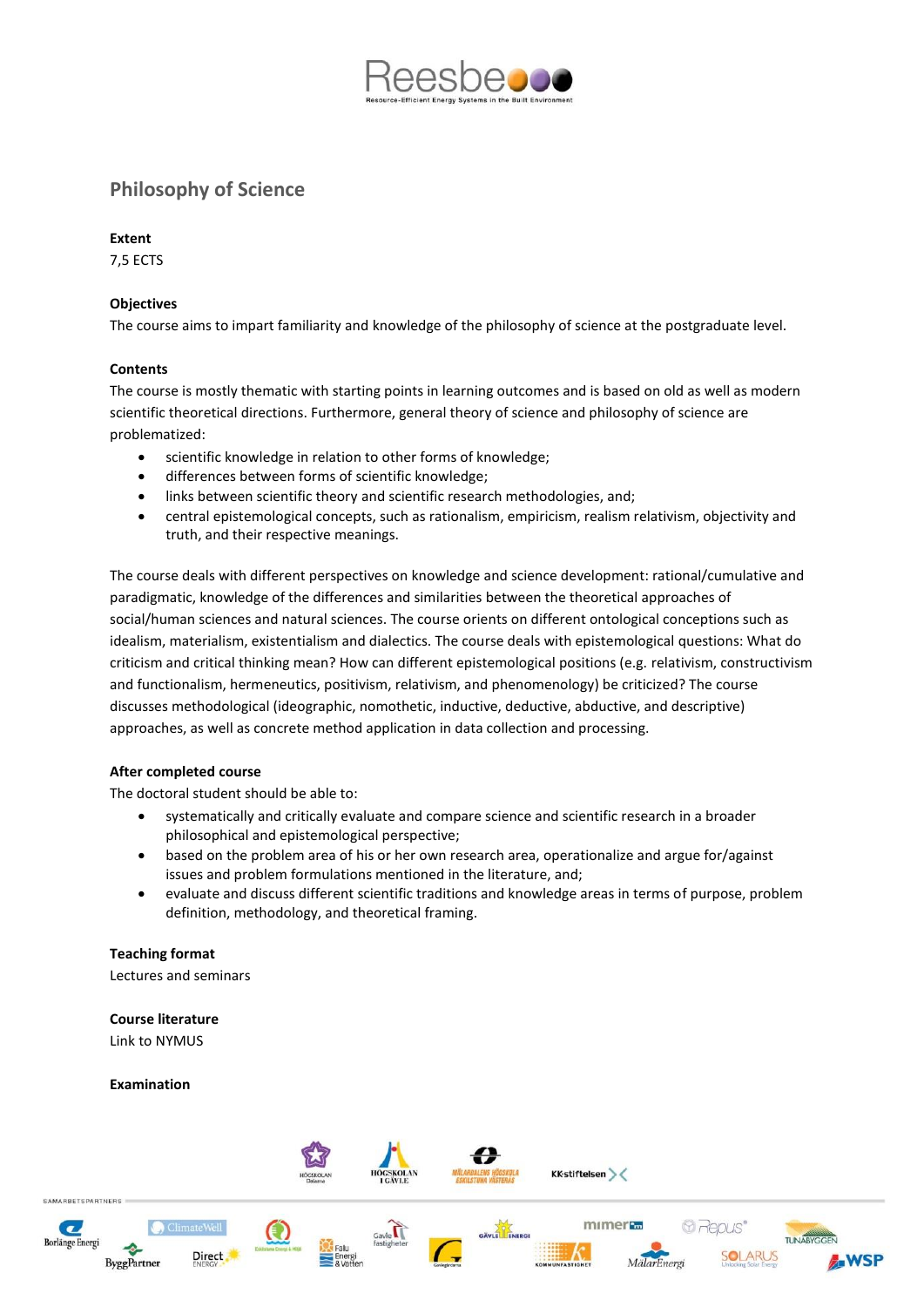## Philosophy of Science

**Extent**
7,5 ECTS

**Objectives**
The course aims to impart familiarity and knowledge of the philosophy of science at the postgraduate level.

**Contents**
The course is mostly thematic with starting points in learning outcomes and is based on old as well as modern scientific theoretical directions. Furthermore, general theory of science and philosophy of science are problematized:

- scientific knowledge in relation to other forms of knowledge;
- differences between forms of scientific knowledge;
- links between scientific theory and scientific research methodologies, and;
- central epistemological concepts, such as rationalism, empiricism, realism relativism, objectivity and truth, and their respective meanings.

The course deals with different perspectives on knowledge and science development: rational/cumulative and paradigmatic, knowledge of the differences and similarities between the theoretical approaches of social/human sciences and natural sciences. The course orients on different ontological conceptions such as idealism, materialism, existentialism and dialectics. The course deals with epistemological questions: What do criticism and critical thinking mean? How can different epistemological positions (e.g. relativism, constructivism and functionalism, hermeneutics, positivism, relativism, and phenomenology) be criticized? The course discusses methodological (ideographic, nomothetic, inductive, deductive, abductive, and descriptive) approaches, as well as concrete method application in data collection and processing.

**After completed course**
The doctoral student should be able to:

- systematically and critically evaluate and compare science and scientific research in a broader philosophical and epistemological perspective;
- based on the problem area of his or her own research area, operationalize and argue for/against issues and problem formulations mentioned in the literature, and;
- evaluate and discuss different scientific traditions and knowledge areas in terms of purpose, problem definition, methodology, and theoretical framing.

**Teaching format**
Lectures and seminars

**Course literature**
Link to NYMUS

**Examination**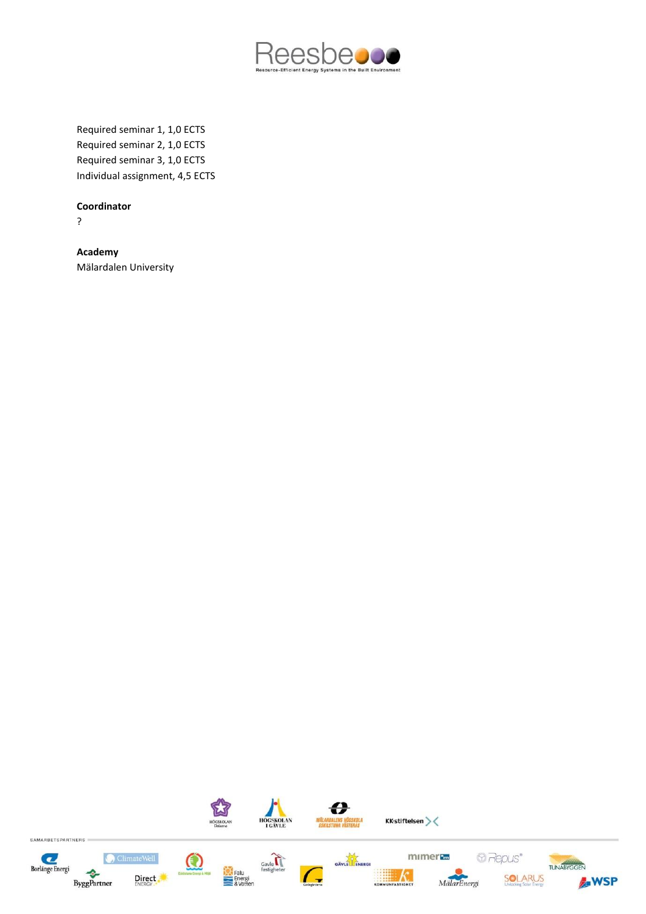Required seminar 1, 1,0 ECTS
Required seminar 2, 1,0 ECTS
Required seminar 3, 1,0 ECTS
Individual assignment, 4,5 ECTS

**Coordinator**
?

**Academy**
Mälardalen University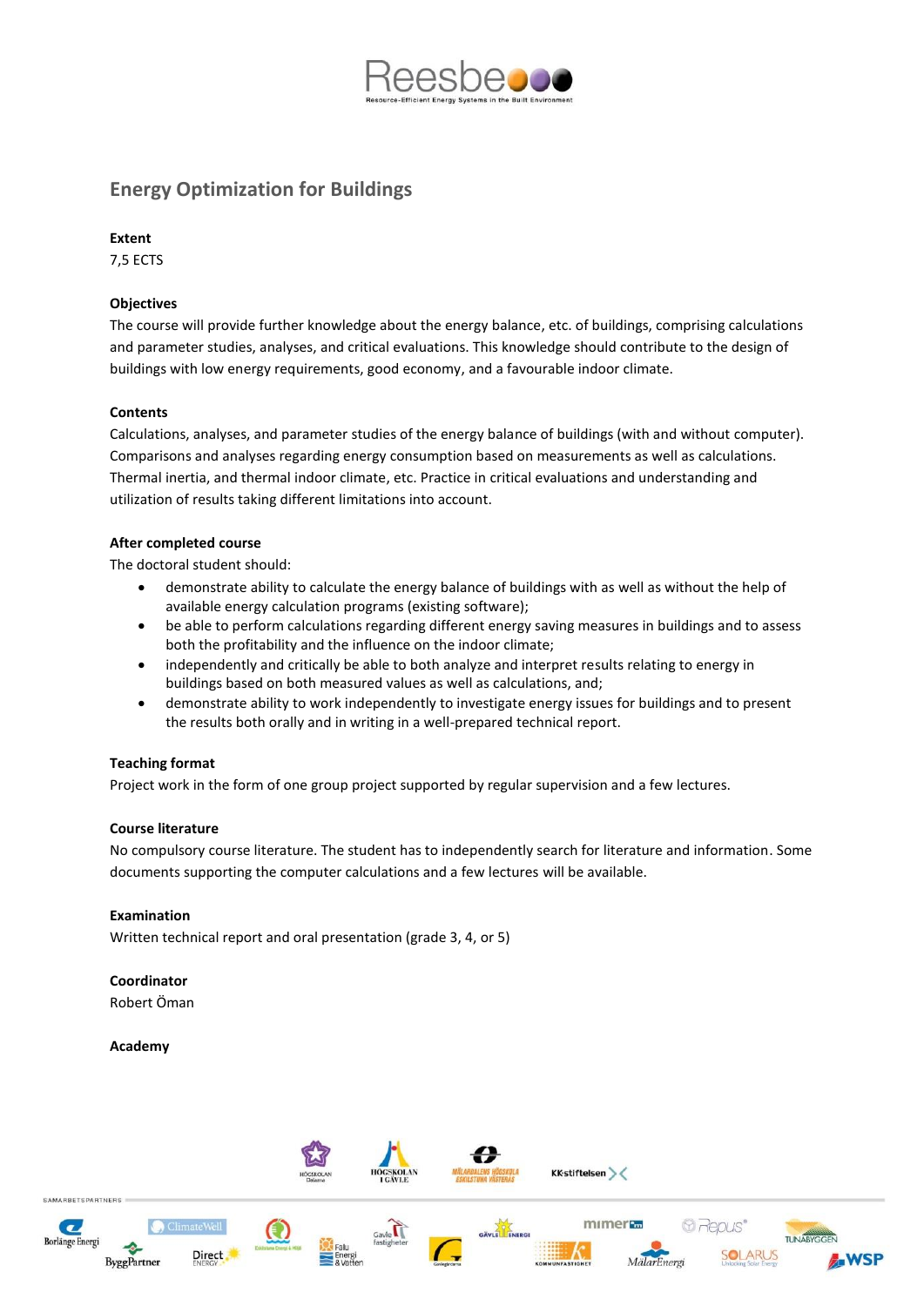# Energy Optimization for Buildings

**Extent**

7,5 ECTS

**Objectives**

The course will provide further knowledge about the energy balance, etc. of buildings, comprising calculations and parameter studies, analyses, and critical evaluations. This knowledge should contribute to the design of buildings with low energy requirements, good economy, and a favourable indoor climate.

**Contents**

Calculations, analyses, and parameter studies of the energy balance of buildings (with and without computer). Comparisons and analyses regarding energy consumption based on measurements as well as calculations. Thermal inertia, and thermal indoor climate, etc. Practice in critical evaluations and understanding and utilization of results taking different limitations into account.

**After completed course**

The doctoral student should:

- demonstrate ability to calculate the energy balance of buildings with as well as without the help of available energy calculation programs (existing software);
- be able to perform calculations regarding different energy saving measures in buildings and to assess both the profitability and the influence on the indoor climate;
- independently and critically be able to both analyze and interpret results relating to energy in buildings based on both measured values as well as calculations, and;
- demonstrate ability to work independently to investigate energy issues for buildings and to present the results both orally and in writing in a well-prepared technical report.

**Teaching format**

Project work in the form of one group project supported by regular supervision and a few lectures.

**Course literature**

No compulsory course literature. The student has to independently search for literature and information. Some documents supporting the computer calculations and a few lectures will be available.

**Examination**

Written technical report and oral presentation (grade 3, 4, or 5)

**Coordinator**

Robert Öman

**Academy**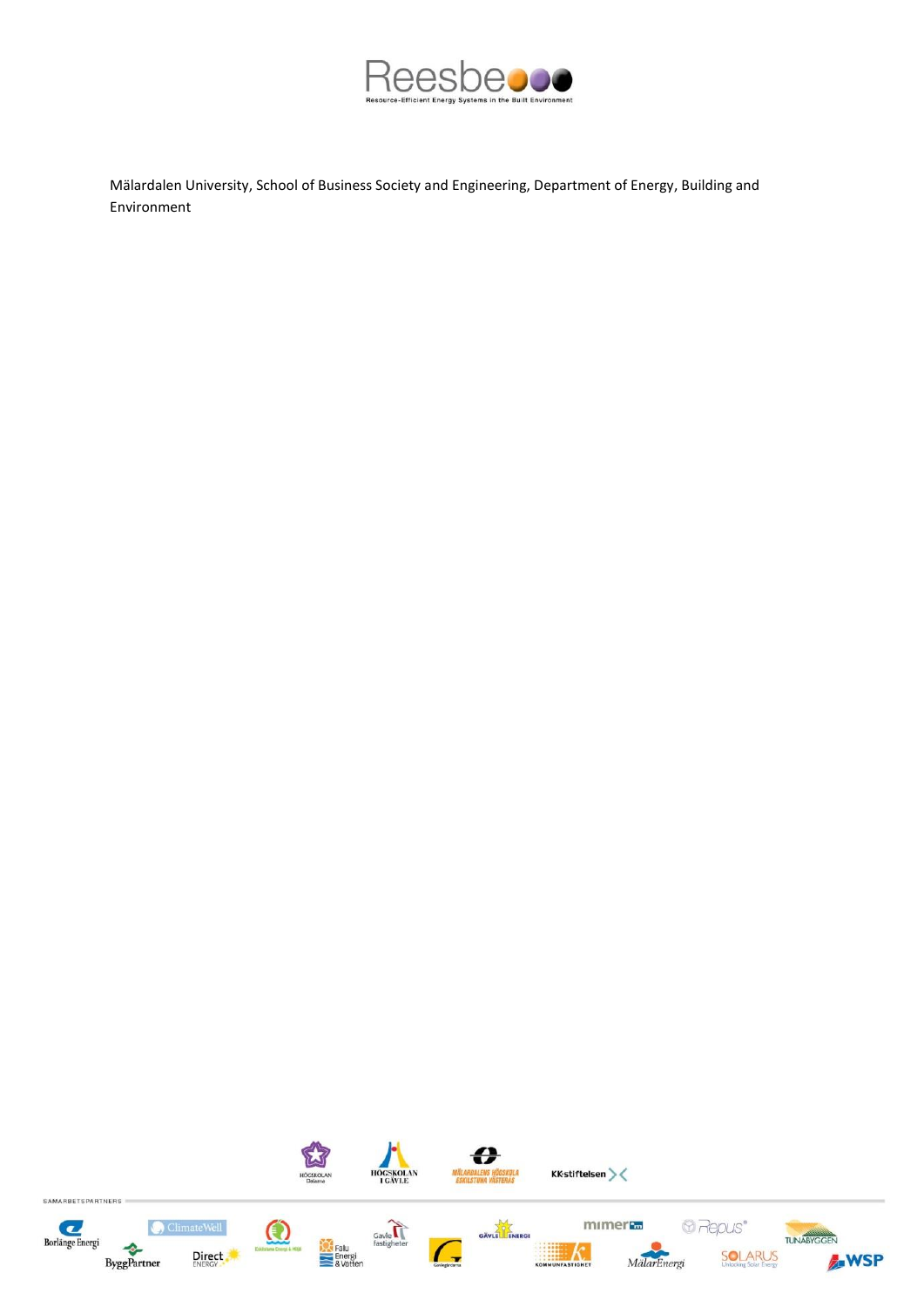Mälardalen University, School of Business Society and Engineering, Department of Energy, Building and Environment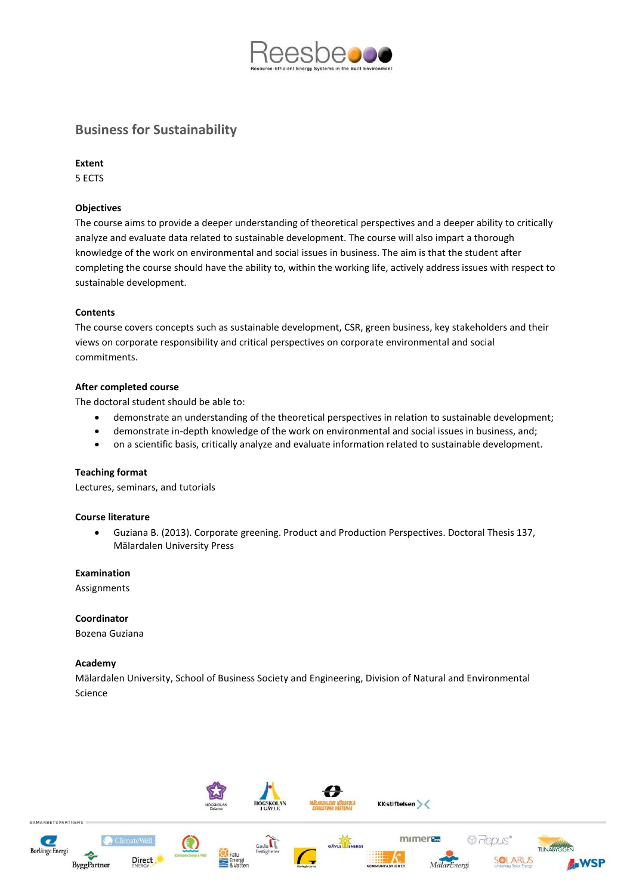## Business for Sustainability

**Extent**

5 ECTS

**Objectives**

The course aims to provide a deeper understanding of theoretical perspectives and a deeper ability to critically analyze and evaluate data related to sustainable development. The course will also impart a thorough knowledge of the work on environmental and social issues in business. The aim is that the student after completing the course should have the ability to, within the working life, actively address issues with respect to sustainable development.

**Contents**

The course covers concepts such as sustainable development, CSR, green business, key stakeholders and their views on corporate responsibility and critical perspectives on corporate environmental and social commitments.

**After completed course**

The doctoral student should be able to:

- demonstrate an understanding of the theoretical perspectives in relation to sustainable development;
- demonstrate in-depth knowledge of the work on environmental and social issues in business, and;
- on a scientific basis, critically analyze and evaluate information related to sustainable development.

**Teaching format**

Lectures, seminars, and tutorials

**Course literature**

- Guziana B. (2013). Corporate greening. Product and Production Perspectives. Doctoral Thesis 137, Mälardalen University Press

**Examination**

Assignments

**Coordinator**

Bozena Guziana

**Academy**

Mälardalen University, School of Business Society and Engineering, Division of Natural and Environmental Science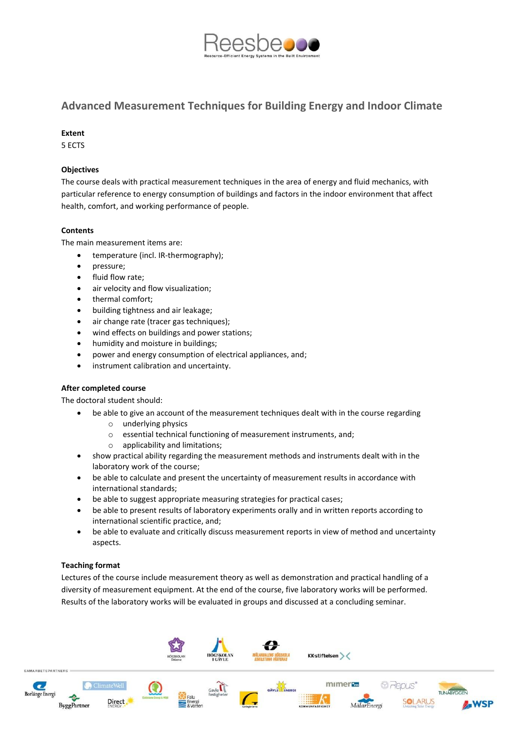## Advanced Measurement Techniques for Building Energy and Indoor Climate

**Extent**

5 ECTS

**Objectives**

The course deals with practical measurement techniques in the area of energy and fluid mechanics, with particular reference to energy consumption of buildings and factors in the indoor environment that affect health, comfort, and working performance of people.

**Contents**

The main measurement items are:

- temperature (incl. IR-thermography);
- pressure;
- fluid flow rate;
- air velocity and flow visualization;
- thermal comfort;
- building tightness and air leakage;
- air change rate (tracer gas techniques);
- wind effects on buildings and power stations;
- humidity and moisture in buildings;
- power and energy consumption of electrical appliances, and;
- instrument calibration and uncertainty.

**After completed course**

The doctoral student should:

- be able to give an account of the measurement techniques dealt with in the course regarding
  - underlying physics
  - essential technical functioning of measurement instruments, and;
  - applicability and limitations;
- show practical ability regarding the measurement methods and instruments dealt with in the laboratory work of the course;
- be able to calculate and present the uncertainty of measurement results in accordance with international standards;
- be able to suggest appropriate measuring strategies for practical cases;
- be able to present results of laboratory experiments orally and in written reports according to international scientific practice, and;
- be able to evaluate and critically discuss measurement reports in view of method and uncertainty aspects.

**Teaching format**

Lectures of the course include measurement theory as well as demonstration and practical handling of a diversity of measurement equipment. At the end of the course, five laboratory works will be performed. Results of the laboratory works will be evaluated in groups and discussed at a concluding seminar.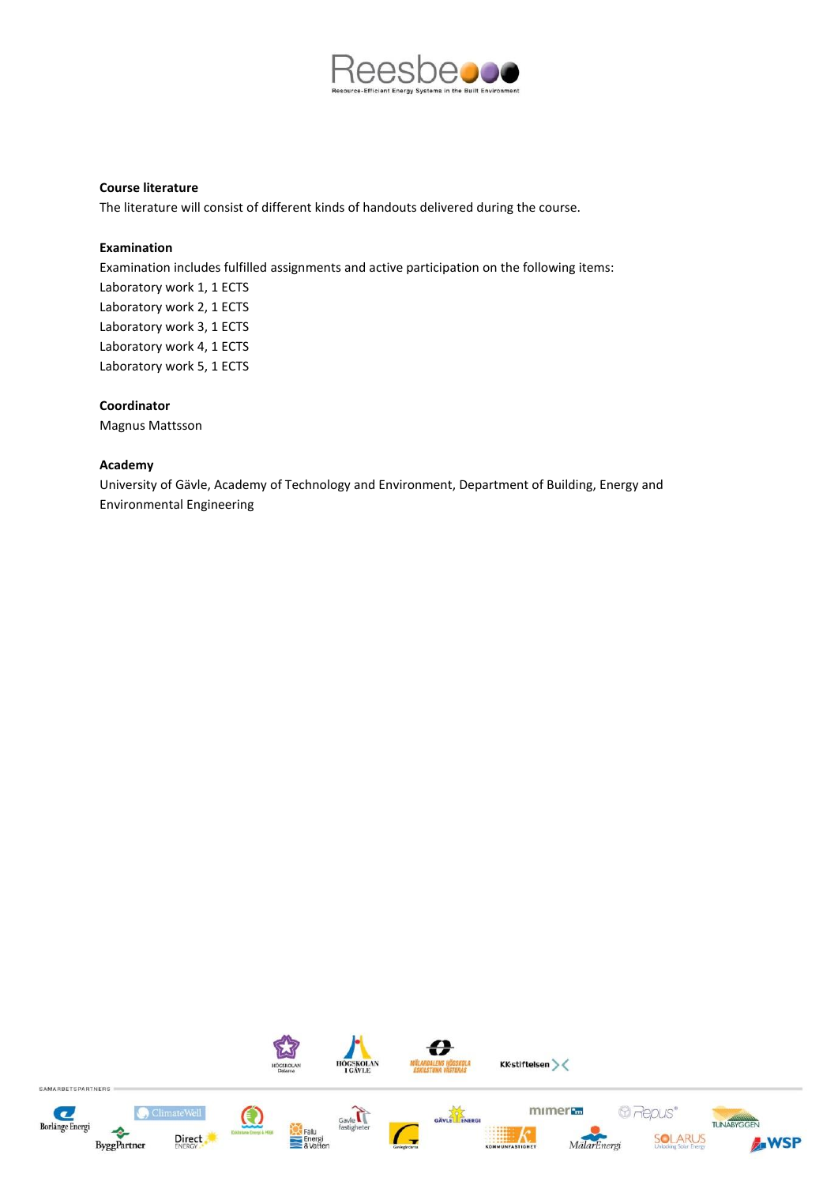**Course literature**

The literature will consist of different kinds of handouts delivered during the course.

**Examination**

Examination includes fulfilled assignments and active participation on the following items:

Laboratory work 1, 1 ECTS

Laboratory work 2, 1 ECTS

Laboratory work 3, 1 ECTS

Laboratory work 4, 1 ECTS

Laboratory work 5, 1 ECTS

**Coordinator**

Magnus Mattsson

**Academy**

University of Gävle, Academy of Technology and Environment, Department of Building, Energy and Environmental Engineering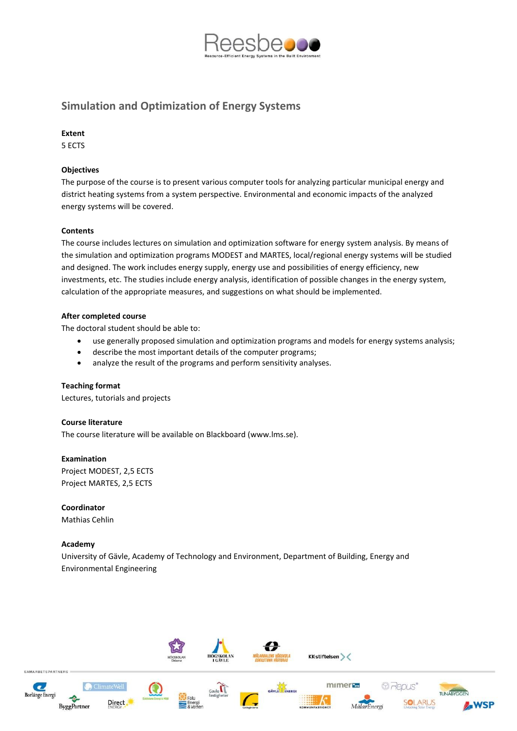## Simulation and Optimization of Energy Systems

**Extent**

5 ECTS

**Objectives**

The purpose of the course is to present various computer tools for analyzing particular municipal energy and district heating systems from a system perspective. Environmental and economic impacts of the analyzed energy systems will be covered.

**Contents**

The course includes lectures on simulation and optimization software for energy system analysis. By means of the simulation and optimization programs MODEST and MARTES, local/regional energy systems will be studied and designed. The work includes energy supply, energy use and possibilities of energy efficiency, new investments, etc. The studies include energy analysis, identification of possible changes in the energy system, calculation of the appropriate measures, and suggestions on what should be implemented.

**After completed course**

The doctoral student should be able to:

- use generally proposed simulation and optimization programs and models for energy systems analysis;
- describe the most important details of the computer programs;
- analyze the result of the programs and perform sensitivity analyses.

**Teaching format**

Lectures, tutorials and projects

**Course literature**

The course literature will be available on Blackboard (www.lms.se).

**Examination**

Project MODEST, 2,5 ECTS

Project MARTES, 2,5 ECTS

**Coordinator**

Mathias Cehlin

**Academy**

University of Gävle, Academy of Technology and Environment, Department of Building, Energy and Environmental Engineering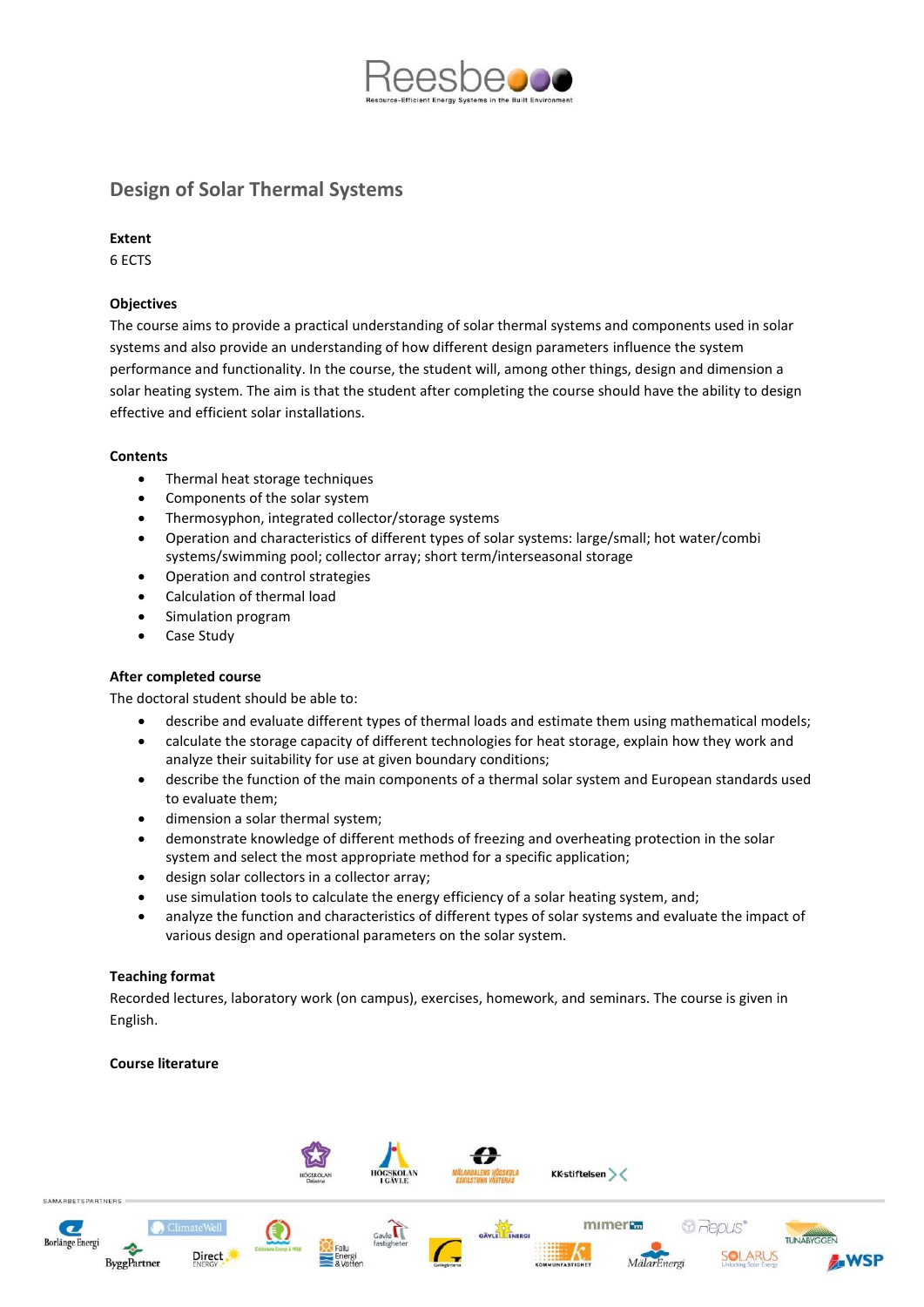## Design of Solar Thermal Systems

**Extent**

6 ECTS

**Objectives**

The course aims to provide a practical understanding of solar thermal systems and components used in solar systems and also provide an understanding of how different design parameters influence the system performance and functionality. In the course, the student will, among other things, design and dimension a solar heating system. The aim is that the student after completing the course should have the ability to design effective and efficient solar installations.

**Contents**

- Thermal heat storage techniques
- Components of the solar system
- Thermosyphon, integrated collector/storage systems
- Operation and characteristics of different types of solar systems: large/small; hot water/combi systems/swimming pool; collector array; short term/interseasonal storage
- Operation and control strategies
- Calculation of thermal load
- Simulation program
- Case Study

**After completed course**

The doctoral student should be able to:

- describe and evaluate different types of thermal loads and estimate them using mathematical models;
- calculate the storage capacity of different technologies for heat storage, explain how they work and analyze their suitability for use at given boundary conditions;
- describe the function of the main components of a thermal solar system and European standards used to evaluate them;
- dimension a solar thermal system;
- demonstrate knowledge of different methods of freezing and overheating protection in the solar system and select the most appropriate method for a specific application;
- design solar collectors in a collector array;
- use simulation tools to calculate the energy efficiency of a solar heating system, and;
- analyze the function and characteristics of different types of solar systems and evaluate the impact of various design and operational parameters on the solar system.

**Teaching format**

Recorded lectures, laboratory work (on campus), exercises, homework, and seminars. The course is given in English.

**Course literature**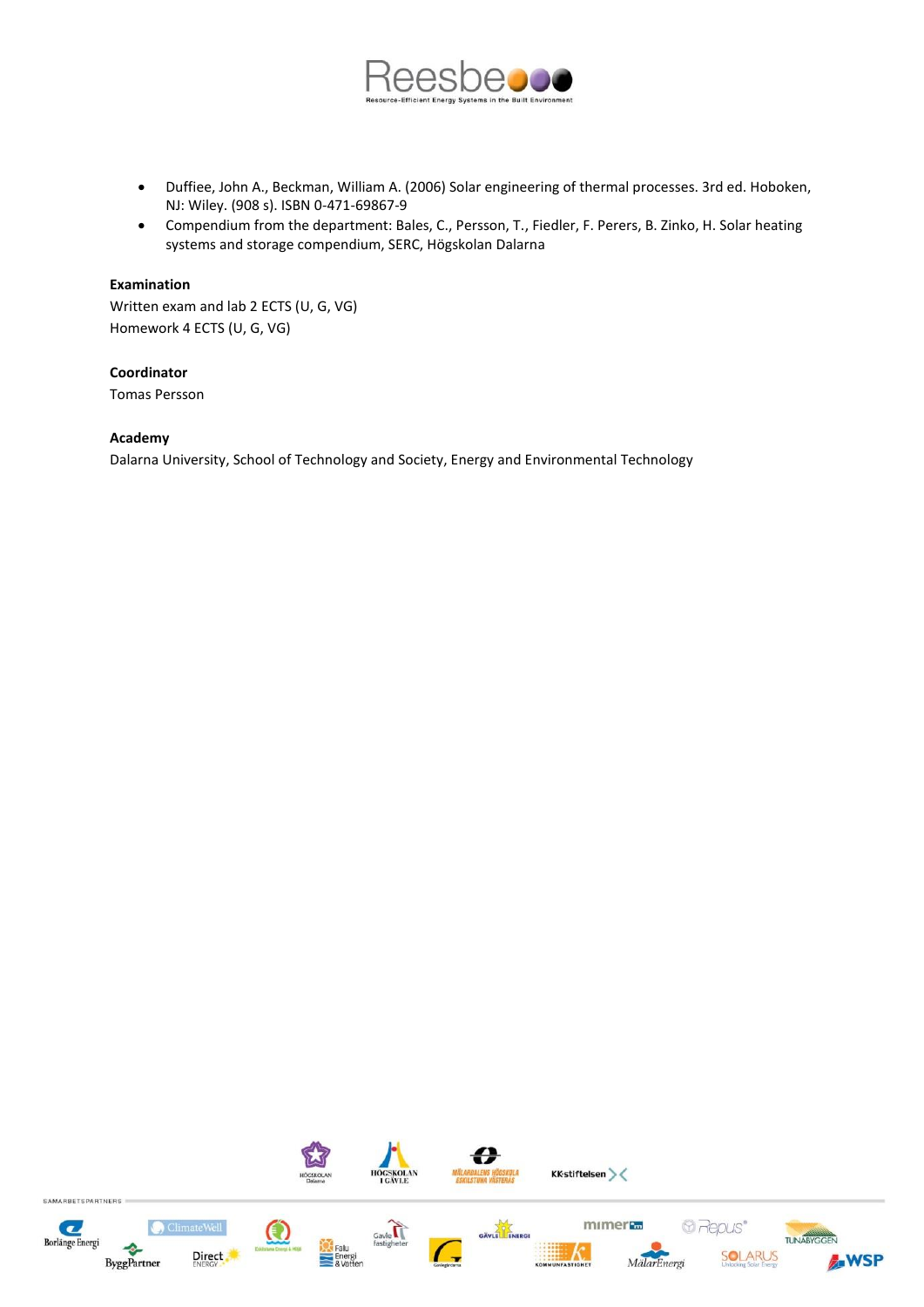- Duffiee, John A., Beckman, William A. (2006) Solar engineering of thermal processes. 3rd ed. Hoboken, NJ: Wiley. (908 s). ISBN 0-471-69867-9
- Compendium from the department: Bales, C., Persson, T., Fiedler, F. Perers, B. Zinko, H. Solar heating systems and storage compendium, SERC, Högskolan Dalarna

**Examination**

Written exam and lab 2 ECTS (U, G, VG)
Homework 4 ECTS (U, G, VG)

**Coordinator**

Tomas Persson

**Academy**

Dalarna University, School of Technology and Society, Energy and Environmental Technology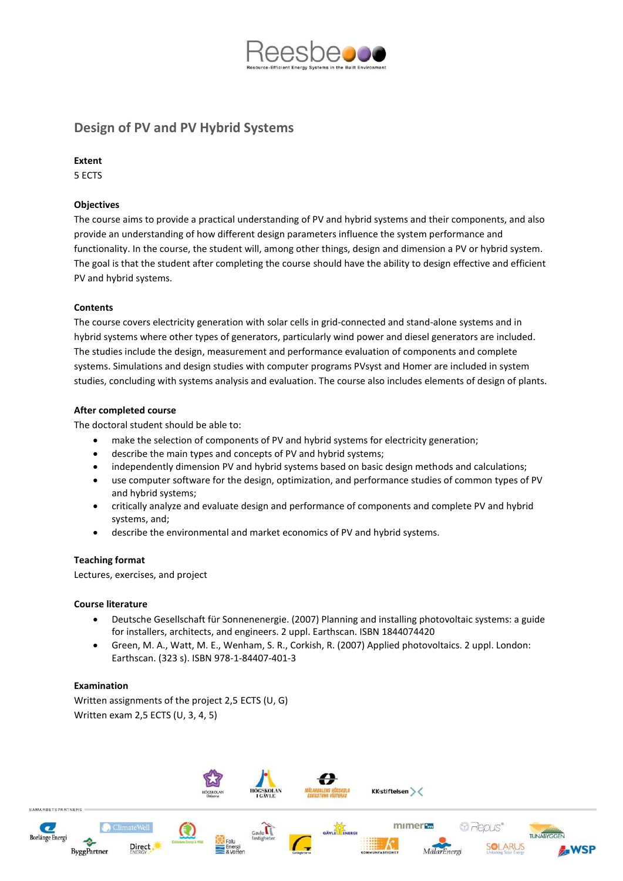## Design of PV and PV Hybrid Systems

**Extent**

5 ECTS

**Objectives**

The course aims to provide a practical understanding of PV and hybrid systems and their components, and also provide an understanding of how different design parameters influence the system performance and functionality. In the course, the student will, among other things, design and dimension a PV or hybrid system. The goal is that the student after completing the course should have the ability to design effective and efficient PV and hybrid systems.

**Contents**

The course covers electricity generation with solar cells in grid-connected and stand-alone systems and in hybrid systems where other types of generators, particularly wind power and diesel generators are included. The studies include the design, measurement and performance evaluation of components and complete systems. Simulations and design studies with computer programs PVsyst and Homer are included in system studies, concluding with systems analysis and evaluation. The course also includes elements of design of plants.

**After completed course**

The doctoral student should be able to:

- make the selection of components of PV and hybrid systems for electricity generation;
- describe the main types and concepts of PV and hybrid systems;
- independently dimension PV and hybrid systems based on basic design methods and calculations;
- use computer software for the design, optimization, and performance studies of common types of PV and hybrid systems;
- critically analyze and evaluate design and performance of components and complete PV and hybrid systems, and;
- describe the environmental and market economics of PV and hybrid systems.

**Teaching format**

Lectures, exercises, and project

**Course literature**

- Deutsche Gesellschaft für Sonnenenergie. (2007) Planning and installing photovoltaic systems: a guide for installers, architects, and engineers. 2 uppl. Earthscan. ISBN 1844074420
- Green, M. A., Watt, M. E., Wenham, S. R., Corkish, R. (2007) Applied photovoltaics. 2 uppl. London: Earthscan. (323 s). ISBN 978-1-84407-401-3

**Examination**

Written assignments of the project 2,5 ECTS (U, G)

Written exam 2,5 ECTS (U, 3, 4, 5)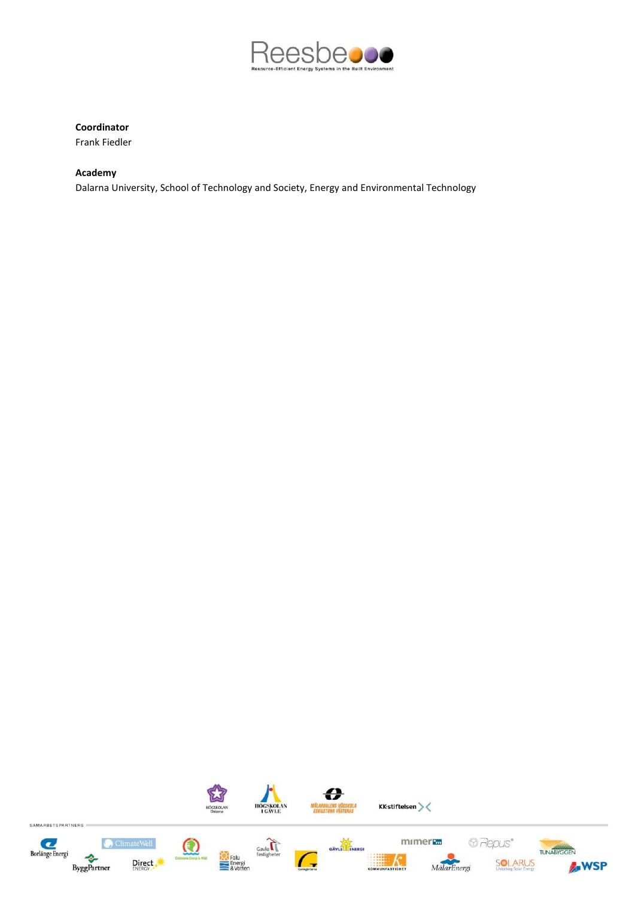**Coordinator**
Frank Fiedler

**Academy**
Dalarna University, School of Technology and Society, Energy and Environmental Technology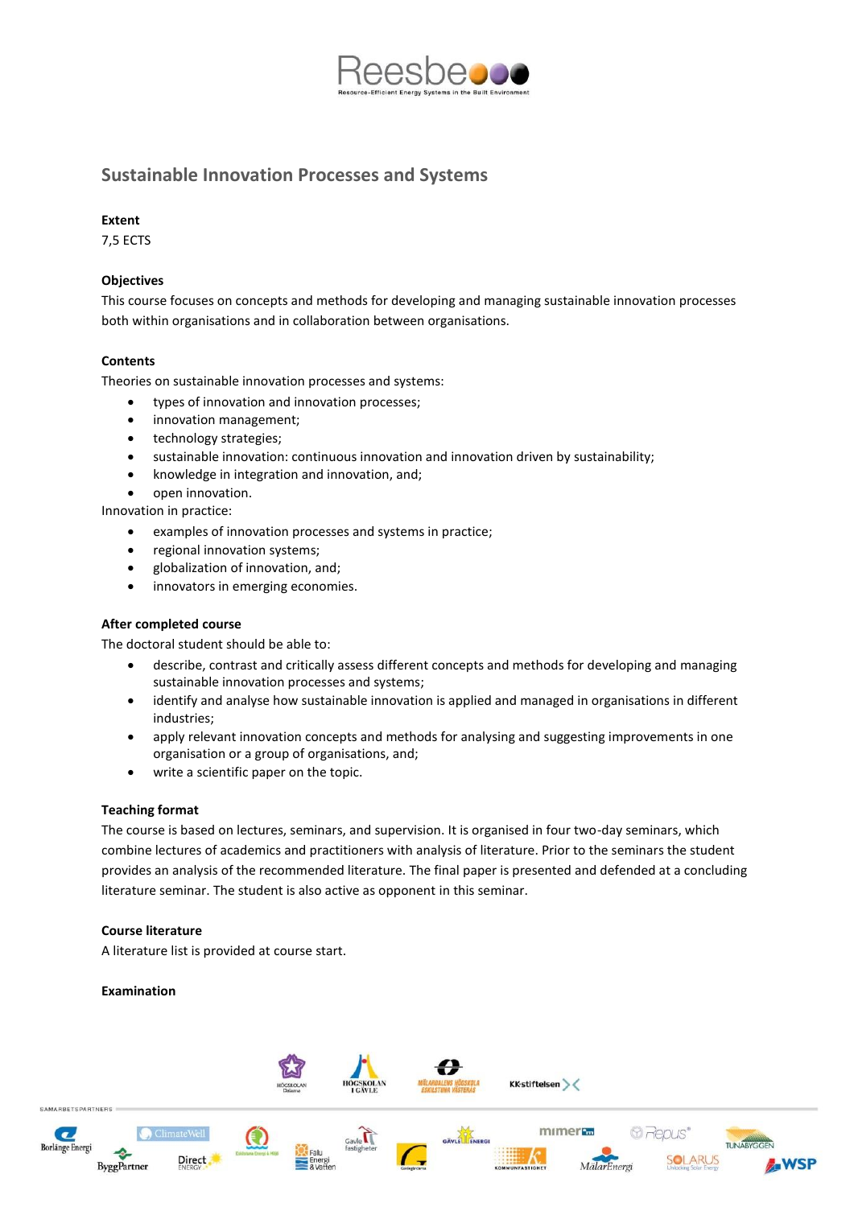## Sustainable Innovation Processes and Systems

**Extent**

7,5 ECTS

**Objectives**

This course focuses on concepts and methods for developing and managing sustainable innovation processes both within organisations and in collaboration between organisations.

**Contents**

Theories on sustainable innovation processes and systems:

- types of innovation and innovation processes;
- innovation management;
- technology strategies;
- sustainable innovation: continuous innovation and innovation driven by sustainability;
- knowledge in integration and innovation, and;
- open innovation.

Innovation in practice:

- examples of innovation processes and systems in practice;
- regional innovation systems;
- globalization of innovation, and;
- innovators in emerging economies.

**After completed course**

The doctoral student should be able to:

- describe, contrast and critically assess different concepts and methods for developing and managing sustainable innovation processes and systems;
- identify and analyse how sustainable innovation is applied and managed in organisations in different industries;
- apply relevant innovation concepts and methods for analysing and suggesting improvements in one organisation or a group of organisations, and;
- write a scientific paper on the topic.

**Teaching format**

The course is based on lectures, seminars, and supervision. It is organised in four two-day seminars, which combine lectures of academics and practitioners with analysis of literature. Prior to the seminars the student provides an analysis of the recommended literature. The final paper is presented and defended at a concluding literature seminar. The student is also active as opponent in this seminar.

**Course literature**

A literature list is provided at course start.

**Examination**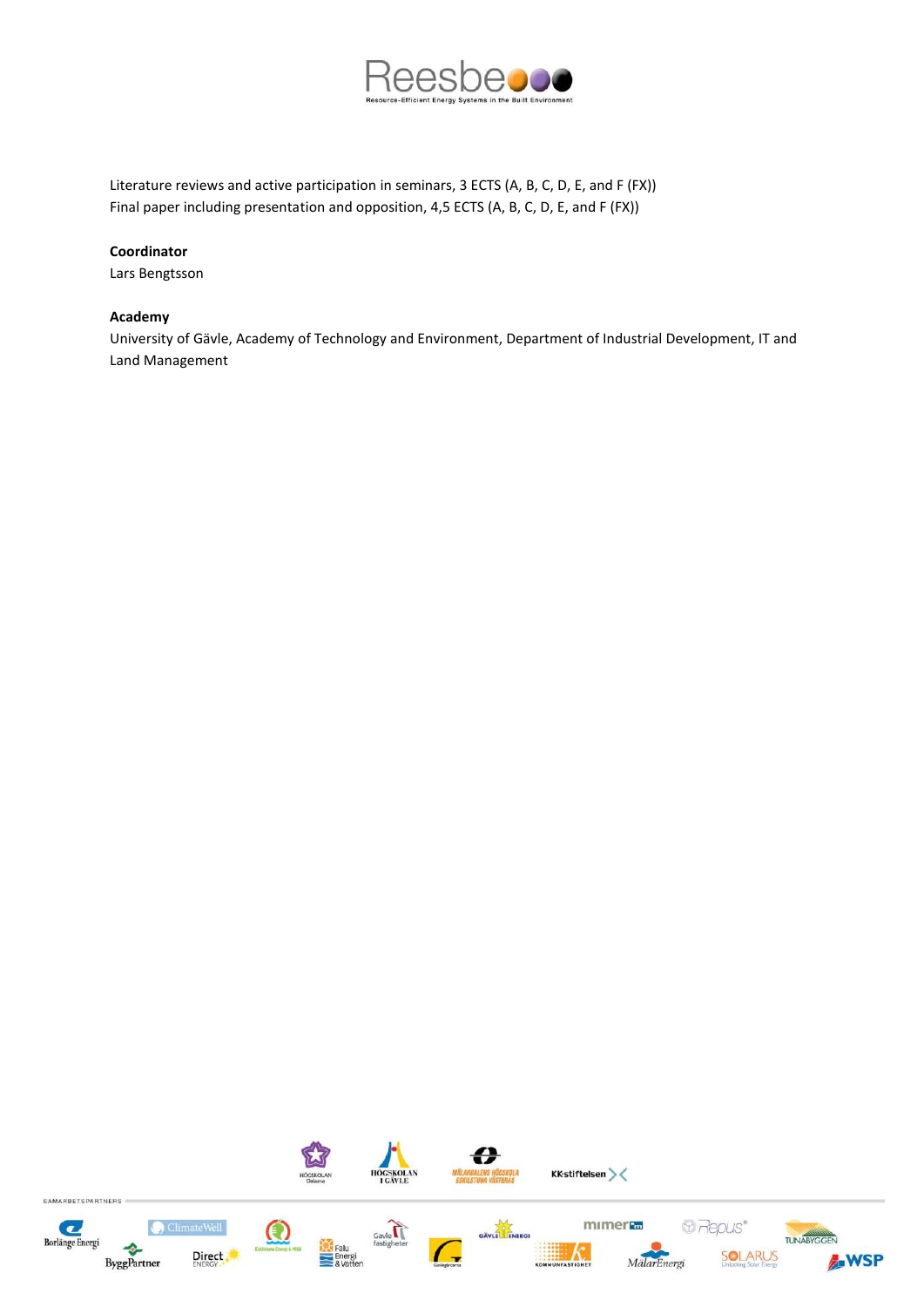Literature reviews and active participation in seminars, 3 ECTS (A, B, C, D, E, and F (FX))
Final paper including presentation and opposition, 4,5 ECTS (A, B, C, D, E, and F (FX))

**Coordinator**

Lars Bengtsson

**Academy**

University of Gävle, Academy of Technology and Environment, Department of Industrial Development, IT and Land Management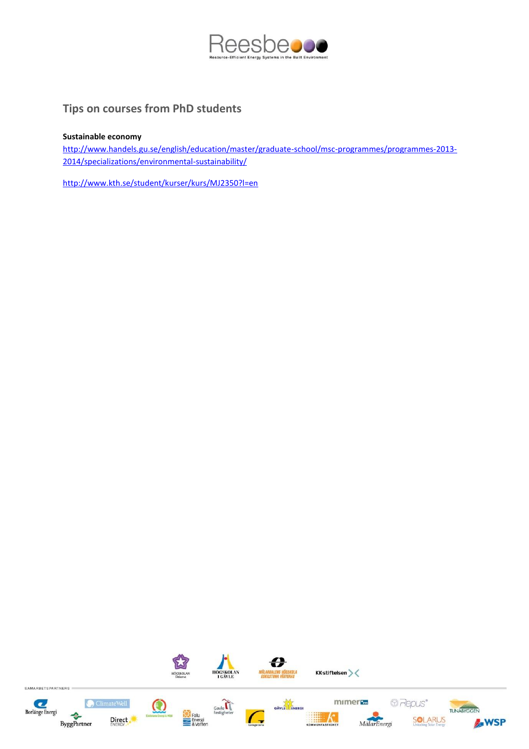## Tips on courses from PhD students

**Sustainable economy**

http://www.handels.gu.se/english/education/master/graduate-school/msc-programmes/programmes-2013-2014/specializations/environmental-sustainability/

http://www.kth.se/student/kurser/kurs/MJ2350?l=en